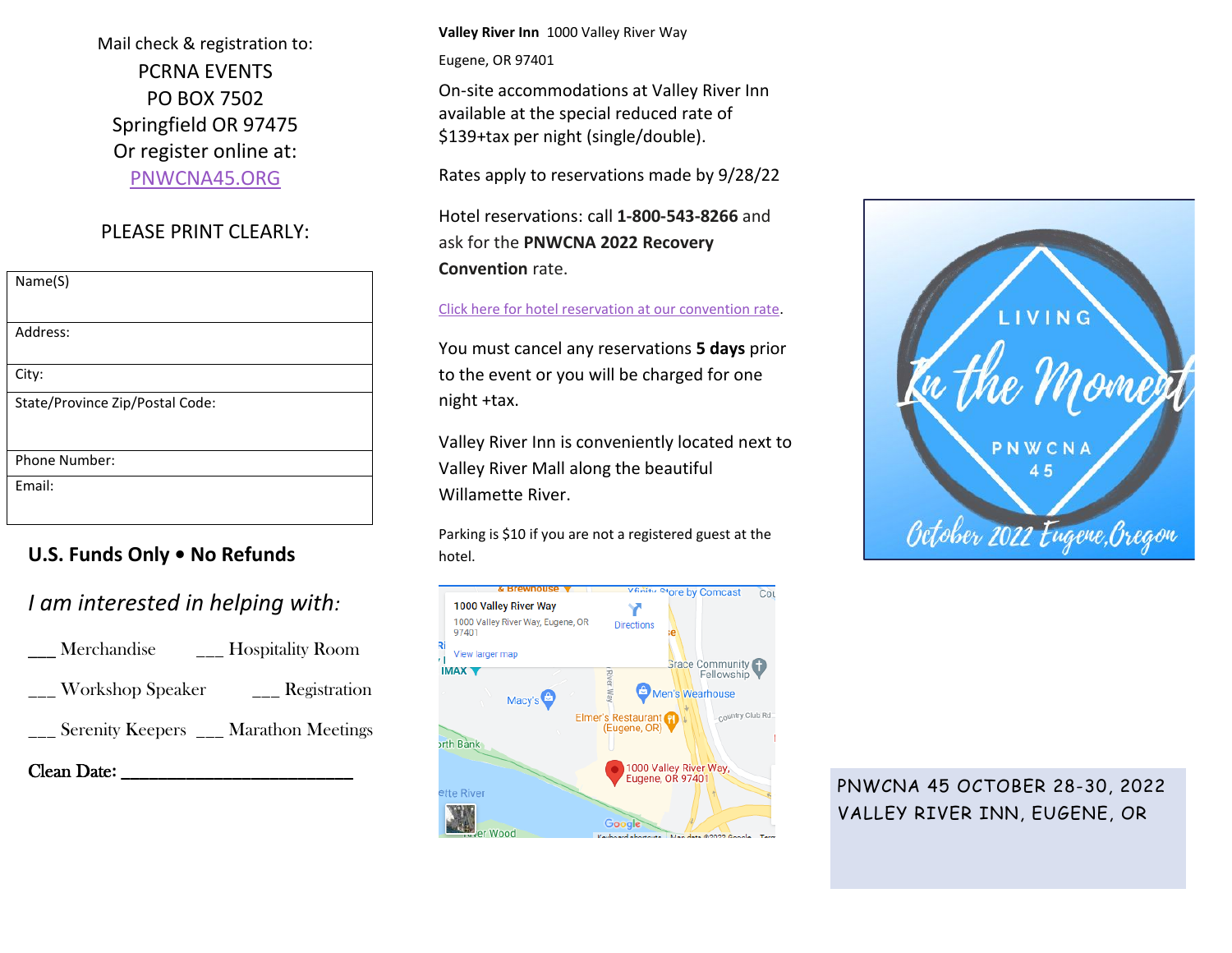Mail check & registration to:

PCRNA EVENTS
PO BOX 7502
Springfield OR 97475
Or register online at:
PNWCNA45.ORG

PLEASE PRINT CLEARLY:

| Name(S) |
|---|
| Address: |
| City: |
| State/Province Zip/Postal Code: |
| Phone Number: |
| Email: |

**U.S. Funds Only • No Refunds**

*I am interested in helping with:*

___ Merchandise ___ Hospitality Room

___ Workshop Speaker ___ Registration

___ Serenity Keepers ___ Marathon Meetings

**Clean Date: ___________________________**

**Valley River Inn** 1000 Valley River Way

Eugene, OR 97401

On-site accommodations at Valley River Inn available at the special reduced rate of $139+tax per night (single/double).

Rates apply to reservations made by 9/28/22

Hotel reservations: call **1-800-543-8266** and ask for the **PNWCNA 2022 Recovery Convention** rate.

Click here for hotel reservation at our convention rate.

You must cancel any reservations **5 days** prior to the event or you will be charged for one night +tax.

Valley River Inn is conveniently located next to Valley River Mall along the beautiful Willamette River.

Parking is $10 if you are not a registered guest at the hotel.

1000 Valley River Way
1000 Valley River Way, Eugene, OR 97401
View larger map

LIVING
In the Moment
PNWCNA 45
October 2022 Eugene, Oregon

PNWCNA 45 OCTOBER 28-30, 2022
VALLEY RIVER INN, EUGENE, OR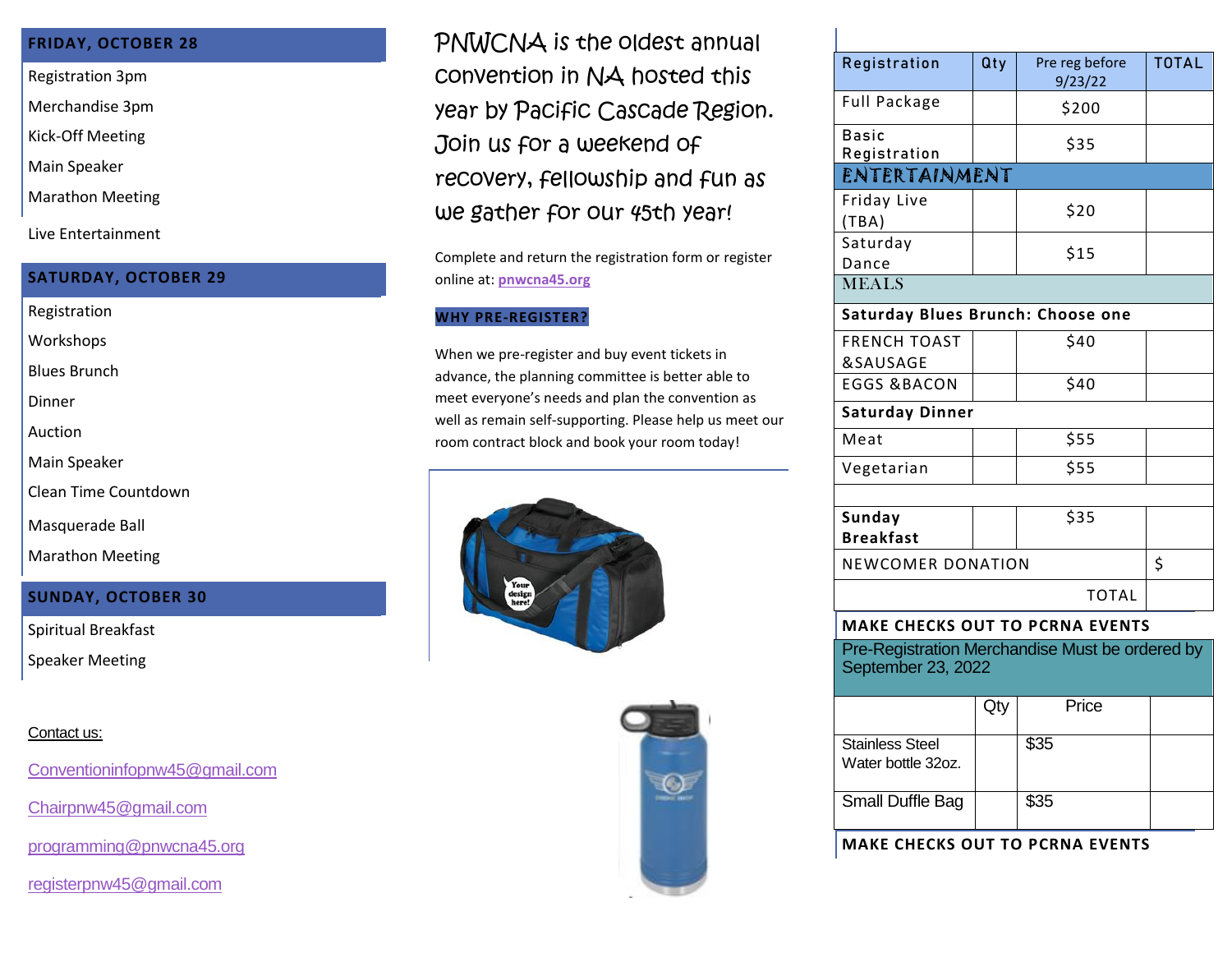## FRIDAY, OCTOBER 28

Registration 3pm

Merchandise 3pm

Kick-Off Meeting

Main Speaker

Marathon Meeting

Live Entertainment

## SATURDAY, OCTOBER 29

Registration

Workshops

Blues Brunch

Dinner

Auction

Main Speaker

Clean Time Countdown

Masquerade Ball

Marathon Meeting

## SUNDAY, OCTOBER 30

Spiritual Breakfast

Speaker Meeting

Contact us:

Conventioninfopnw45@gmail.com

Chairpnw45@gmail.com

programming@pnwcna45.org

registerpnw45@gmail.com

PNWCNA is the oldest annual convention in NA hosted this year by Pacific Cascade Region. Join us for a weekend of recovery, fellowship and fun as we gather for our 45th year!

Complete and return the registration form or register online at: **pnwcna45.org**

### WHY PRE-REGISTER?

When we pre-register and buy event tickets in advance, the planning committee is better able to meet everyone's needs and plan the convention as well as remain self-supporting. Please help us meet our room contract block and book your room today!

| Registration | Qty | Pre reg before 9/23/22 | TOTAL |
|---|---|---|---|
| Full Package | | $200 | |
| Basic Registration | | $35 | |
| **ENTERTAINMENT** | | | |
| Friday Live (TBA) | | $20 | |
| Saturday Dance | | $15 | |
| **MEALS** | | | |
| **Saturday Blues Brunch: Choose one** | | | |
| FRENCH TOAST &SAUSAGE | | $40 | |
| EGGS &BACON | | $40 | |
| **Saturday Dinner** | | | |
| Meat | | $55 | |
| Vegetarian | | $55 | |
| | | | |
| **Sunday Breakfast** | | $35 | |
| NEWCOMER DONATION | | | $ |
| | | TOTAL | |

**MAKE CHECKS OUT TO PCRNA EVENTS**

Pre-Registration Merchandise Must be ordered by September 23, 2022

| | Qty | Price | |
|---|---|---|---|
| Stainless Steel Water bottle 32oz. | | $35 | |
| Small Duffle Bag | | $35 | |

**MAKE CHECKS OUT TO PCRNA EVENTS**